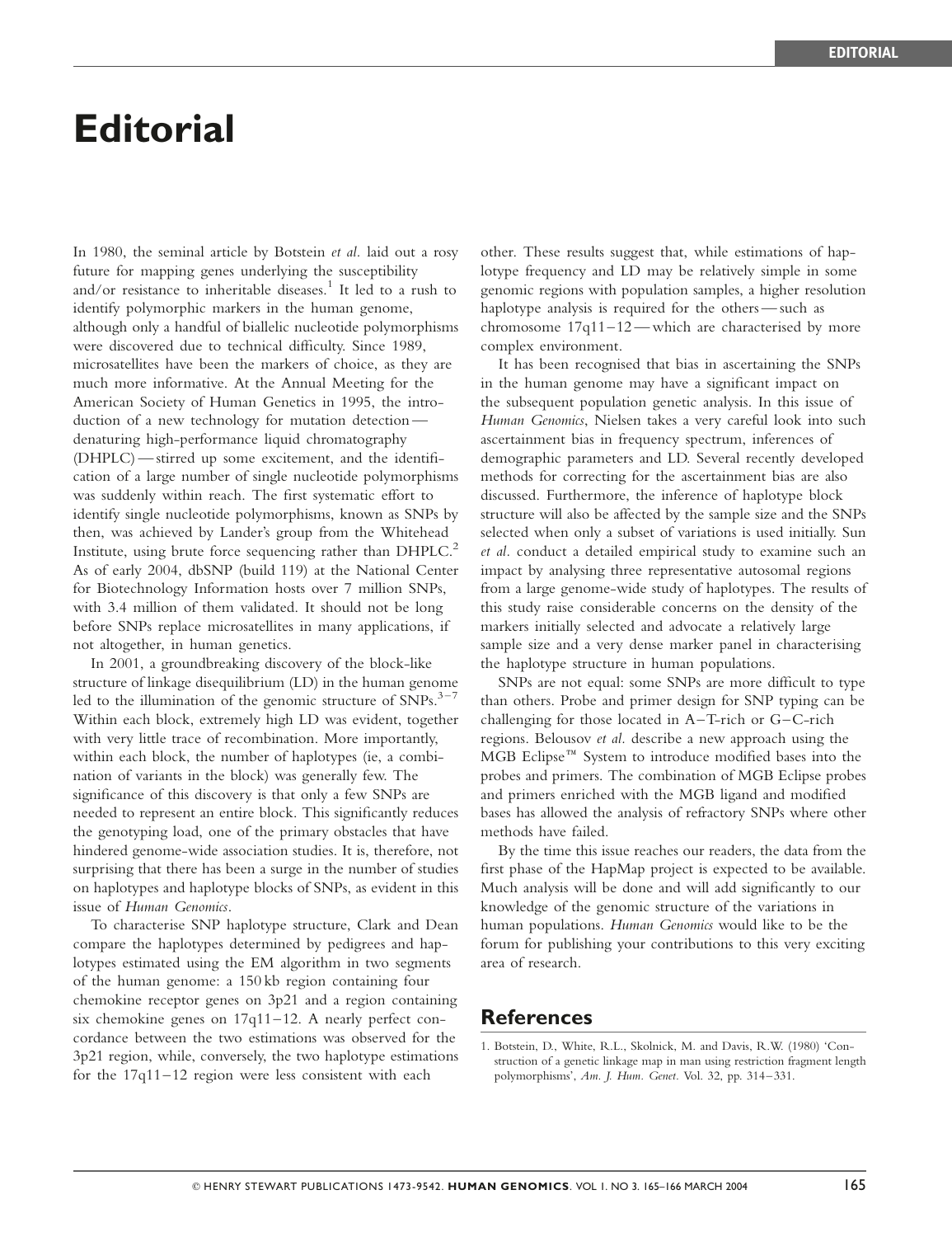# Editorial

In 1980, the seminal article by Botstein *et al*. laid out a rosy future for mapping genes underlying the susceptibility and/or resistance to inheritable diseases.[1] It led to a rush to identify polymorphic markers in the human genome, although only a handful of biallelic nucleotide polymorphisms were discovered due to technical difficulty. Since 1989, microsatellites have been the markers of choice, as they are much more informative. At the Annual Meeting for the American Society of Human Genetics in 1995, the introduction of a new technology for mutation detection — denaturing high-performance liquid chromatography (DHPLC) — stirred up some excitement, and the identification of a large number of single nucleotide polymorphisms was suddenly within reach. The first systematic effort to identify single nucleotide polymorphisms, known as SNPs by then, was achieved by Lander's group from the Whitehead Institute, using brute force sequencing rather than DHPLC.[2] As of early 2004, dbSNP (build 119) at the National Center for Biotechnology Information hosts over 7 million SNPs, with 3.4 million of them validated. It should not be long before SNPs replace microsatellites in many applications, if not altogether, in human genetics.

In 2001, a groundbreaking discovery of the block-like structure of linkage disequilibrium (LD) in the human genome led to the illumination of the genomic structure of SNPs.[3–7] Within each block, extremely high LD was evident, together with very little trace of recombination. More importantly, within each block, the number of haplotypes (ie, a combination of variants in the block) was generally few. The significance of this discovery is that only a few SNPs are needed to represent an entire block. This significantly reduces the genotyping load, one of the primary obstacles that have hindered genome-wide association studies. It is, therefore, not surprising that there has been a surge in the number of studies on haplotypes and haplotype blocks of SNPs, as evident in this issue of *Human Genomics*.

To characterise SNP haplotype structure, Clark and Dean compare the haplotypes determined by pedigrees and haplotypes estimated using the EM algorithm in two segments of the human genome: a 150 kb region containing four chemokine receptor genes on 3p21 and a region containing six chemokine genes on 17q11–12. A nearly perfect concordance between the two estimations was observed for the 3p21 region, while, conversely, the two haplotype estimations for the 17q11–12 region were less consistent with each other. These results suggest that, while estimations of haplotype frequency and LD may be relatively simple in some genomic regions with population samples, a higher resolution haplotype analysis is required for the others — such as chromosome 17q11–12 — which are characterised by more complex environment.

It has been recognised that bias in ascertaining the SNPs in the human genome may have a significant impact on the subsequent population genetic analysis. In this issue of *Human Genomics*, Nielsen takes a very careful look into such ascertainment bias in frequency spectrum, inferences of demographic parameters and LD. Several recently developed methods for correcting for the ascertainment bias are also discussed. Furthermore, the inference of haplotype block structure will also be affected by the sample size and the SNPs selected when only a subset of variations is used initially. Sun *et al*. conduct a detailed empirical study to examine such an impact by analysing three representative autosomal regions from a large genome-wide study of haplotypes. The results of this study raise considerable concerns on the density of the markers initially selected and advocate a relatively large sample size and a very dense marker panel in characterising the haplotype structure in human populations.

SNPs are not equal: some SNPs are more difficult to type than others. Probe and primer design for SNP typing can be challenging for those located in A–T-rich or G–C-rich regions. Belousov *et al*. describe a new approach using the MGB Eclipse™ System to introduce modified bases into the probes and primers. The combination of MGB Eclipse probes and primers enriched with the MGB ligand and modified bases has allowed the analysis of refractory SNPs where other methods have failed.

By the time this issue reaches our readers, the data from the first phase of the HapMap project is expected to be available. Much analysis will be done and will add significantly to our knowledge of the genomic structure of the variations in human populations. *Human Genomics* would like to be the forum for publishing your contributions to this very exciting area of research.

## References

1. Botstein, D., White, R.L., Skolnick, M. and Davis, R.W. (1980) 'Construction of a genetic linkage map in man using restriction fragment length polymorphisms', *Am. J. Hum. Genet.* Vol. 32, pp. 314–331.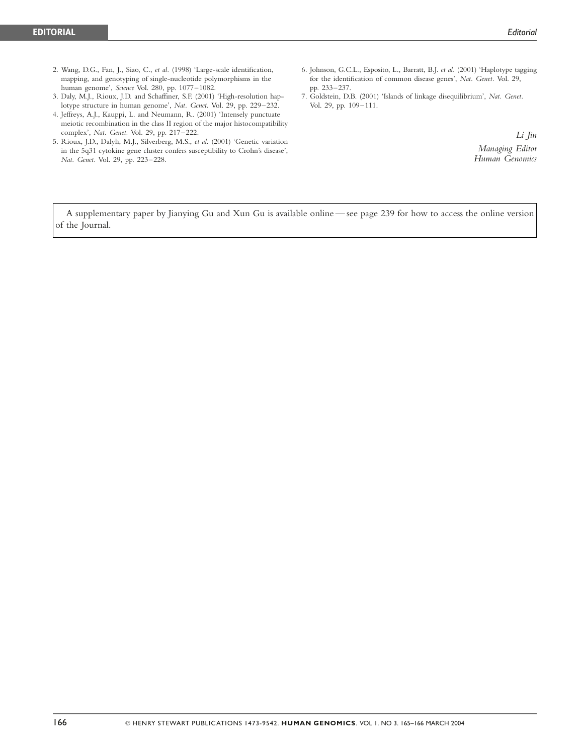2. Wang, D.G., Fan, J., Siao, C., *et al.* (1998) 'Large-scale identification, mapping, and genotyping of single-nucleotide polymorphisms in the human genome', *Science* Vol. 280, pp. 1077–1082.
3. Daly, M.J., Rioux, J.D. and Schaffiner, S.F. (2001) 'High-resolution haplotype structure in human genome', *Nat. Genet.* Vol. 29, pp. 229–232.
4. Jeffreys, A.J., Kauppi, L. and Neumann, R. (2001) 'Intensely punctuate meiotic recombination in the class II region of the major histocompatibility complex', *Nat. Genet.* Vol. 29, pp. 217–222.
5. Rioux, J.D., Dalyh, M.J., Silverberg, M.S., *et al.* (2001) 'Genetic variation in the 5q31 cytokine gene cluster confers susceptibility to Crohn's disease', *Nat. Genet.* Vol. 29, pp. 223–228.
6. Johnson, G.C.L., Esposito, L., Barratt, B.J. *et al.* (2001) 'Haplotype tagging for the identification of common disease genes', *Nat. Genet.* Vol. 29, pp. 233–237.
7. Goldstein, D.B. (2001) 'Islands of linkage disequilibrium', *Nat. Genet.* Vol. 29, pp. 109–111.

*Li Jin*

*Managing Editor*
*Human Genomics*

A supplementary paper by Jianying Gu and Xun Gu is available online — see page 239 for how to access the online version of the Journal.